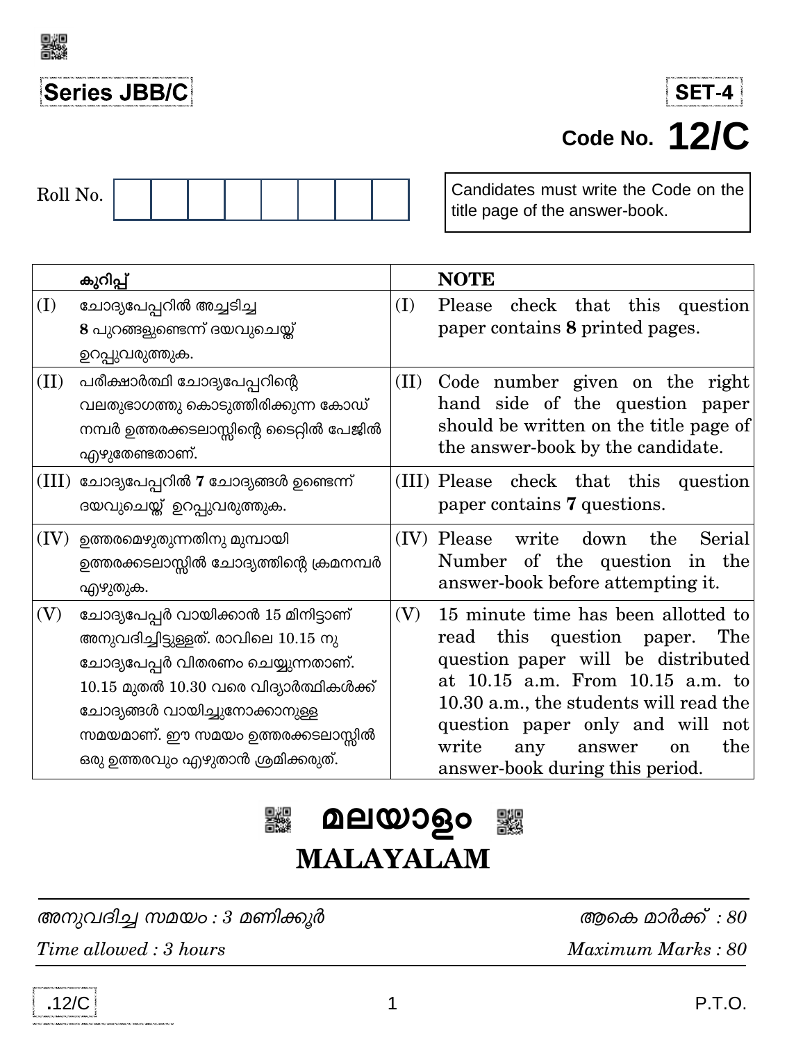**Series JBB/C**

**SET-4**

Code No. **12/C**

Roll No. | | | | | | | | |

Candidates must write the Code on the title page of the answer-book.

| | കുറിപ്പ് | | NOTE |
|---|---|---|---|
| (I) | ചോദ്യപേപ്പറിൽ അച്ചടിച്ച **8** പുറങ്ങളുണ്ടെന്ന് ദയവുചെയ്ത് ഉറപ്പുവരുത്തുക. | (I) | Please check that this question paper contains **8** printed pages. |
| (II) | പരീക്ഷാർത്ഥി ചോദ്യപേപ്പറിന്റെ വലതുഭാഗത്തു കൊടുത്തിരിക്കുന്ന കോഡ് നമ്പർ ഉത്തരക്കടലാസ്സിന്റെ ടൈറ്റിൽ പേജിൽ എഴുതേണ്ടതാണ്. | (II) | Code number given on the right hand side of the question paper should be written on the title page of the answer-book by the candidate. |
| (III) | ചോദ്യപേപ്പറിൽ **7** ചോദ്യങ്ങൾ ഉണ്ടെന്ന് ദയവുചെയ്ത് ഉറപ്പുവരുത്തുക. | (III) | Please check that this question paper contains **7** questions. |
| (IV) | ഉത്തരമെഴുതുന്നതിനു മുമ്പായി ഉത്തരക്കടലാസ്സിൽ ചോദ്യത്തിന്റെ ക്രമനമ്പർ എഴുതുക. | (IV) | Please write down the Serial Number of the question in the answer-book before attempting it. |
| (V) | ചോദ്യപേപ്പർ വായിക്കാൻ 15 മിനിട്ടാണ് അനുവദിച്ചിട്ടുള്ളത്. രാവിലെ 10.15 നു ചോദ്യപേപ്പർ വിതരണം ചെയ്യുന്നതാണ്. 10.15 മുതൽ 10.30 വരെ വിദ്യാർത്ഥികൾക്ക് ചോദ്യങ്ങൾ വായിച്ചുനോക്കാനുള്ള സമയമാണ്. ഈ സമയം ഉത്തരക്കടലാസ്സിൽ ഒരു ഉത്തരവും എഴുതാൻ ശ്രമിക്കരുത്. | (V) | 15 minute time has been allotted to read this question paper. The question paper will be distributed at 10.15 a.m. From 10.15 a.m. to 10.30 a.m., the students will read the question paper only and will not write any answer on the answer-book during this period. |

# മലയാളം

# MALAYALAM

*അനുവദിച്ച സമയം : 3 മണിക്കൂർ* | *ആകെ മാർക്ക് : 80*

*Time allowed : 3 hours* | *Maximum Marks : 80*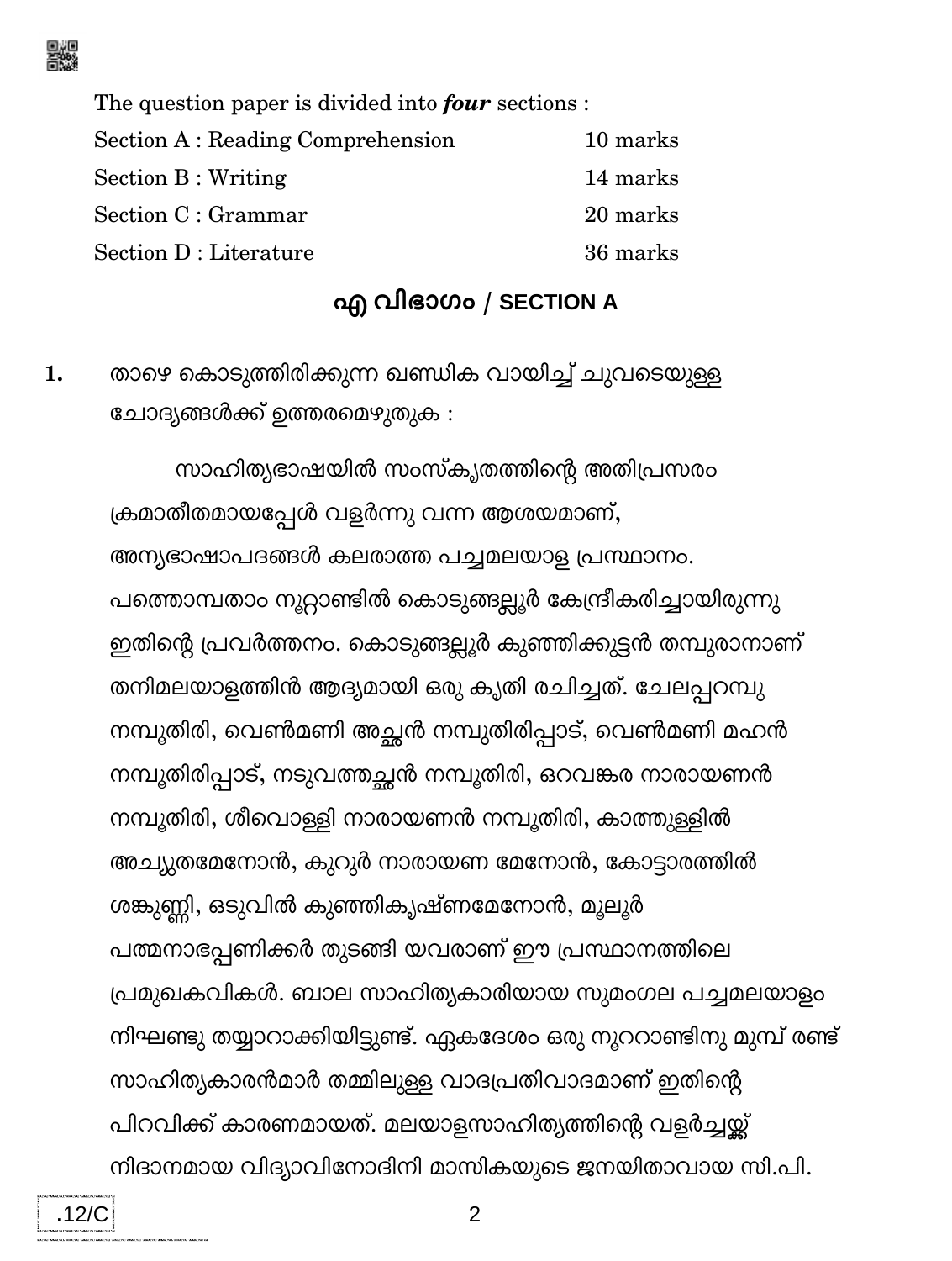The question paper is divided into ***four*** sections :

| | |
|---|---|
| Section A : Reading Comprehension | 10 marks |
| Section B : Writing | 14 marks |
| Section C : Grammar | 20 marks |
| Section D : Literature | 36 marks |

## എ വിഭാഗം / SECTION A

**1.** താഴെ കൊടുത്തിരിക്കുന്ന ഖണ്ഡിക വായിച്ച് ചുവടെയുള്ള ചോദ്യങ്ങൾക്ക് ഉത്തരമെഴുതുക :

സാഹിത്യഭാഷയിൽ സംസ്കൃതത്തിന്റെ അതിപ്രസരം ക്രമാതീതമായപ്പോൾ വളർന്നു വന്ന ആശയമാണ്, അന്യഭാഷാപദങ്ങൾ കലരാത്ത പച്ചമലയാള പ്രസ്ഥാനം. പത്തൊമ്പതാം നൂറ്റാണ്ടിൽ കൊടുങ്ങല്ലൂർ കേന്ദ്രീകരിച്ചായിരുന്നു ഇതിന്റെ പ്രവർത്തനം. കൊടുങ്ങല്ലൂർ കുഞ്ഞിക്കുട്ടൻ തമ്പുരാനാണ് തനിമലയാളത്തിൻ ആദ്യമായി ഒരു കൃതി രചിച്ചത്. ചേലപ്പറമ്പു നമ്പൂതിരി, വെൺമണി അച്ഛൻ നമ്പുതിരിപ്പാട്, വെൺമണി മഹൻ നമ്പൂതിരിപ്പാട്, നടുവത്തച്ഛൻ നമ്പൂതിരി, ഒറവങ്കര നാരായണൻ നമ്പൂതിരി, ശീവൊള്ളി നാരായണൻ നമ്പൂതിരി, കാത്തുള്ളിൽ അച്യുതമേനോൻ, കുറുർ നാരായണ മേനോൻ, കോട്ടാരത്തിൽ ശങ്കുണ്ണി, ഒടുവിൽ കുഞ്ഞികൃഷ്ണമേനോൻ, മൂലൂർ പത്മനാഭപ്പണിക്കർ തുടങ്ങി യവരാണ് ഈ പ്രസ്ഥാനത്തിലെ പ്രമുഖകവികൾ. ബാല സാഹിത്യകാരിയായ സുമംഗല പച്ചമലയാളം നിഘണ്ടു തയ്യാറാക്കിയിട്ടുണ്ട്. ഏകദേശം ഒരു നൂററാണ്ടിനു മുമ്പ് രണ്ട് സാഹിത്യകാരൻമാർ തമ്മിലുള്ള വാദപ്രതിവാദമാണ് ഇതിന്റെ പിറവിക്ക് കാരണമായത്. മലയാളസാഹിത്യത്തിന്റെ വളർച്ചയ്ക്ക് നിദാനമായ വിദ്യാവിനോദിനി മാസികയുടെ ജനയിതാവായ സി.പി.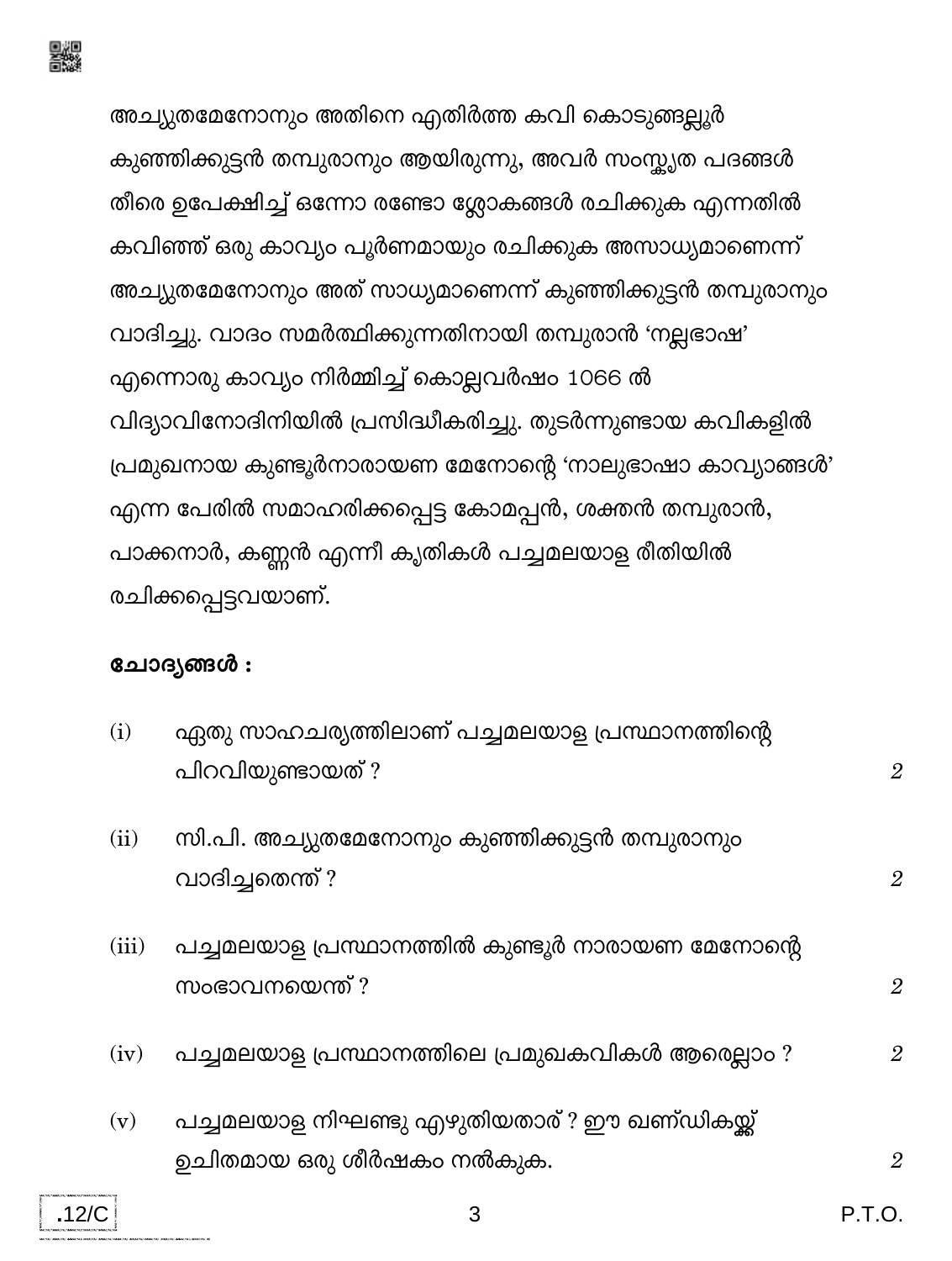അച്യുതമേനോനും അതിനെ എതിർത്ത കവി കൊടുങ്ങല്ലൂർ കുഞ്ഞിക്കുട്ടൻ തമ്പുരാനും ആയിരുന്നു, അവർ സംസ്കൃത പദങ്ങൾ തീരെ ഉപേക്ഷിച്ച് ഒന്നോ രണ്ടോ ശ്ലോകങ്ങൾ രചിക്കുക എന്നതിൽ കവിഞ്ഞ് ഒരു കാവ്യം പൂർണമായും രചിക്കുക അസാധ്യമാണെന്ന് അച്യുതമേനോനും അത് സാധ്യമാണെന്ന് കുഞ്ഞിക്കുട്ടൻ തമ്പുരാനും വാദിച്ചു. വാദം സമർത്ഥിക്കുന്നതിനായി തമ്പുരാൻ 'നല്ലഭാഷ' എന്നൊരു കാവ്യം നിർമ്മിച്ച് കൊല്ലവർഷം 1066 ൽ വിദ്യാവിനോദിനിയിൽ പ്രസിദ്ധീകരിച്ചു. തുടർന്നുണ്ടായ കവികളിൽ പ്രമുഖനായ കുണ്ടൂർനാരായണ മേനോന്റെ 'നാലുഭാഷാ കാവ്യാങ്ങൾ' എന്ന പേരിൽ സമാഹരിക്കപ്പെട്ട കോമപ്പൻ, ശക്തൻ തമ്പുരാൻ, പാക്കനാർ, കണ്ണൻ എന്നീ കൃതികൾ പച്ചമലയാള രീതിയിൽ രചിക്കപ്പെട്ടവയാണ്.

**ചോദ്യങ്ങൾ :**

(i) ഏതു സാഹചര്യത്തിലാണ് പച്ചമലയാള പ്രസ്ഥാനത്തിന്റെ പിറവിയുണ്ടായത് ? *2*

(ii) സി.പി. അച്യുതമേനോനും കുഞ്ഞിക്കുട്ടൻ തമ്പുരാനും വാദിച്ചതെന്ത് ? *2*

(iii) പച്ചമലയാള പ്രസ്ഥാനത്തിൽ കുണ്ടൂർ നാരായണ മേനോന്റെ സംഭാവനയെന്ത് ? *2*

(iv) പച്ചമലയാള പ്രസ്ഥാനത്തിലെ പ്രമുഖകവികൾ ആരെല്ലാം ? *2*

(v) പച്ചമലയാള നിഘണ്ടു എഴുതിയതാര് ? ഈ ഖണ്ഡികയ്ക്ക് ഉചിതമായ ഒരു ശീർഷകം നൽകുക. *2*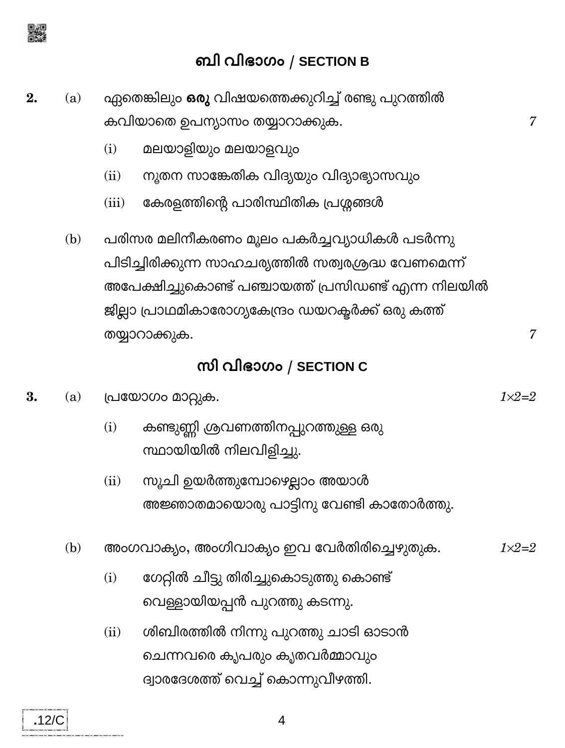## ബി വിഭാഗം / SECTION B

**2.** (a) ഏതെങ്കിലും **ഒരു** വിഷയത്തെക്കുറിച്ച് രണ്ടു പുറത്തിൽ കവിയാതെ ഉപന്യാസം തയ്യാറാക്കുക. *7*

(i) മലയാളിയും മലയാളവും

(ii) നൂതന സാങ്കേതിക വിദ്യയും വിദ്യാഭ്യാസവും

(iii) കേരളത്തിന്റെ പാരിസ്ഥിതിക പ്രശ്നങ്ങൾ

(b) പരിസര മലിനീകരണം മൂലം പകർച്ചവ്യാധികൾ പടർന്നു പിടിച്ചിരിക്കുന്ന സാഹചര്യത്തിൽ സത്വരശ്രദ്ധ വേണമെന്ന് അപേക്ഷിച്ചുകൊണ്ട് പഞ്ചായത്ത് പ്രസിഡണ്ട് എന്ന നിലയിൽ ജില്ലാ പ്രാഥമികാരോഗ്യകേന്ദ്രം ഡയറക്ടർക്ക് ഒരു കത്ത് തയ്യാറാക്കുക. *7*

## സി വിഭാഗം / SECTION C

**3.** (a) പ്രയോഗം മാറ്റുക. *1×2=2*

(i) കണ്ടുണ്ണി ശ്രവണത്തിനപ്പുറത്തുള്ള ഒരു സ്ഥായിയിൽ നിലവിളിച്ചു.

(ii) സൂചി ഉയർത്തുമ്പോഴെല്ലാം അയാൾ അജ്ഞാതമായൊരു പാട്ടിനു വേണ്ടി കാതോർത്തു.

(b) അംഗവാക്യം, അംഗിവാക്യം ഇവ വേർതിരിച്ചെഴുതുക. *1×2=2*

(i) ഗേറ്റിൽ ചീട്ടു തിരിച്ചുകൊടുത്തു കൊണ്ട് വെള്ളായിയപ്പൻ പുറത്തു കടന്നു.

(ii) ശിബിരത്തിൽ നിന്നു പുറത്തു ചാടി ഓടാൻ ചെന്നവരെ കൃപരും കൃതവർമ്മാവും ദ്വാരദേശത്ത് വെച്ച് കൊന്നുവീഴത്തി.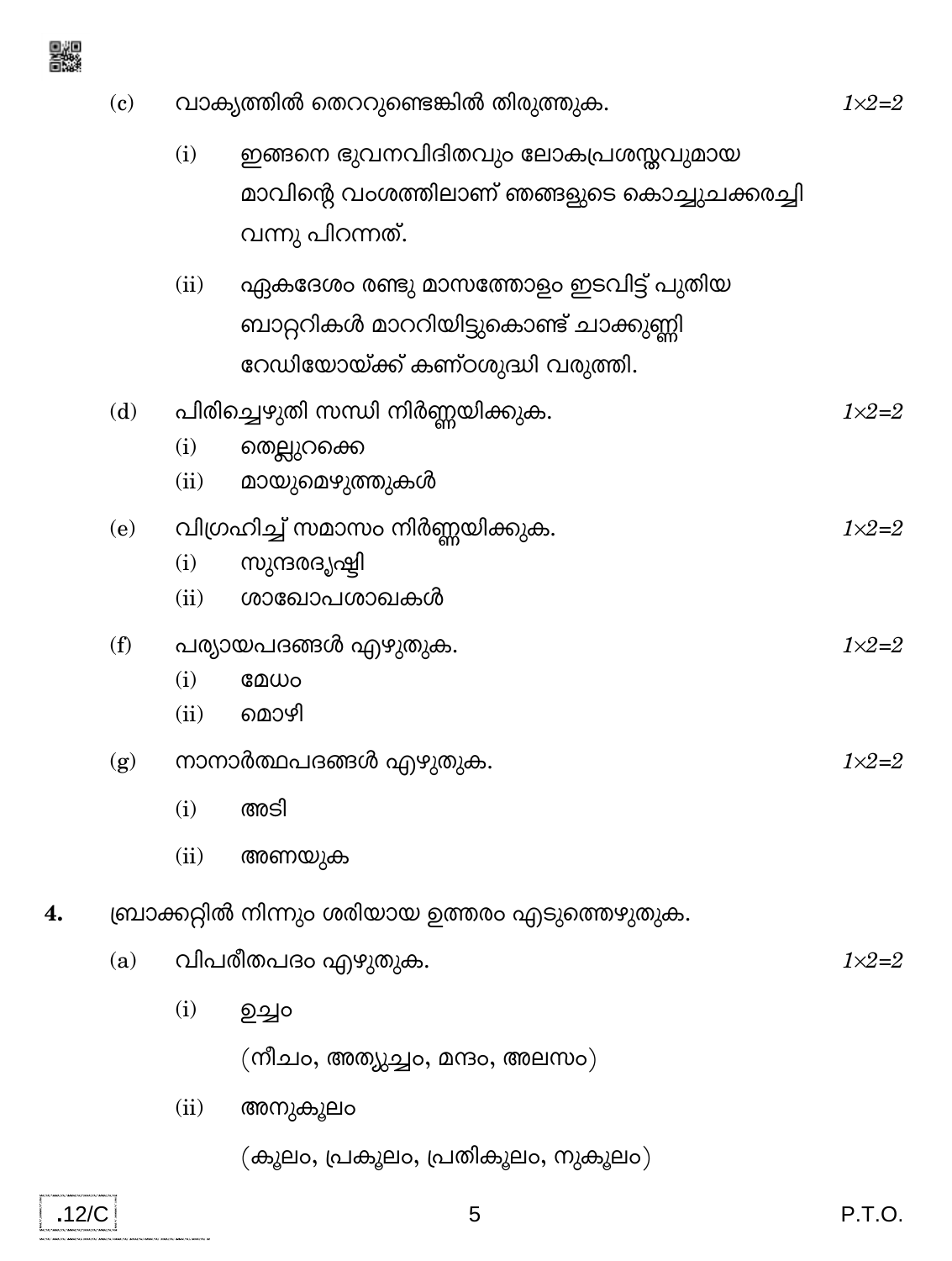(c) വാക്യത്തിൽ തെററുണ്ടെങ്കിൽ തിരുത്തുക. *1×2=2*

(i) ഇങ്ങനെ ഭുവനവിദിതവും ലോകപ്രശസ്തവുമായ മാവിന്റെ വംശത്തിലാണ് ഞങ്ങളുടെ കൊച്ചുചക്കരച്ചി വന്നു പിറന്നത്.

(ii) ഏകദേശം രണ്ടു മാസത്തോളം ഇടവിട്ട് പുതിയ ബാററികൾ മാററിയിട്ടുകൊണ്ട് ചാക്കുണ്ണി റേഡിയോയ്ക്ക് കണ്ഠശുദ്ധി വരുത്തി.

(d) പിരിച്ചെഴുതി സന്ധി നിർണ്ണയിക്കുക. *1×2=2*

(i) തെല്ലുറക്കെ

(ii) മായുമെഴുത്തുകൾ

(e) വിഗ്രഹിച്ച് സമാസം നിർണ്ണയിക്കുക. *1×2=2*

(i) സുന്ദരദൃഷ്ടി

(ii) ശാഖോപശാഖകൾ

(f) പര്യായപദങ്ങൾ എഴുതുക. *1×2=2*

(i) മേഘം

(ii) മൊഴി

(g) നാനാർത്ഥപദങ്ങൾ എഴുതുക. *1×2=2*

(i) അടി

(ii) അണയുക

**4.** ബ്രാക്കറ്റിൽ നിന്നും ശരിയായ ഉത്തരം എടുത്തെഴുതുക.

(a) വിപരീതപദം എഴുതുക. *1×2=2*

(i) ഉച്ചം

(നീചം, അത്യുച്ചം, മന്ദം, അലസം)

(ii) അനുകൂലം

(കൂലം, പ്രകൂലം, പ്രതികൂലം, നുകൂലം)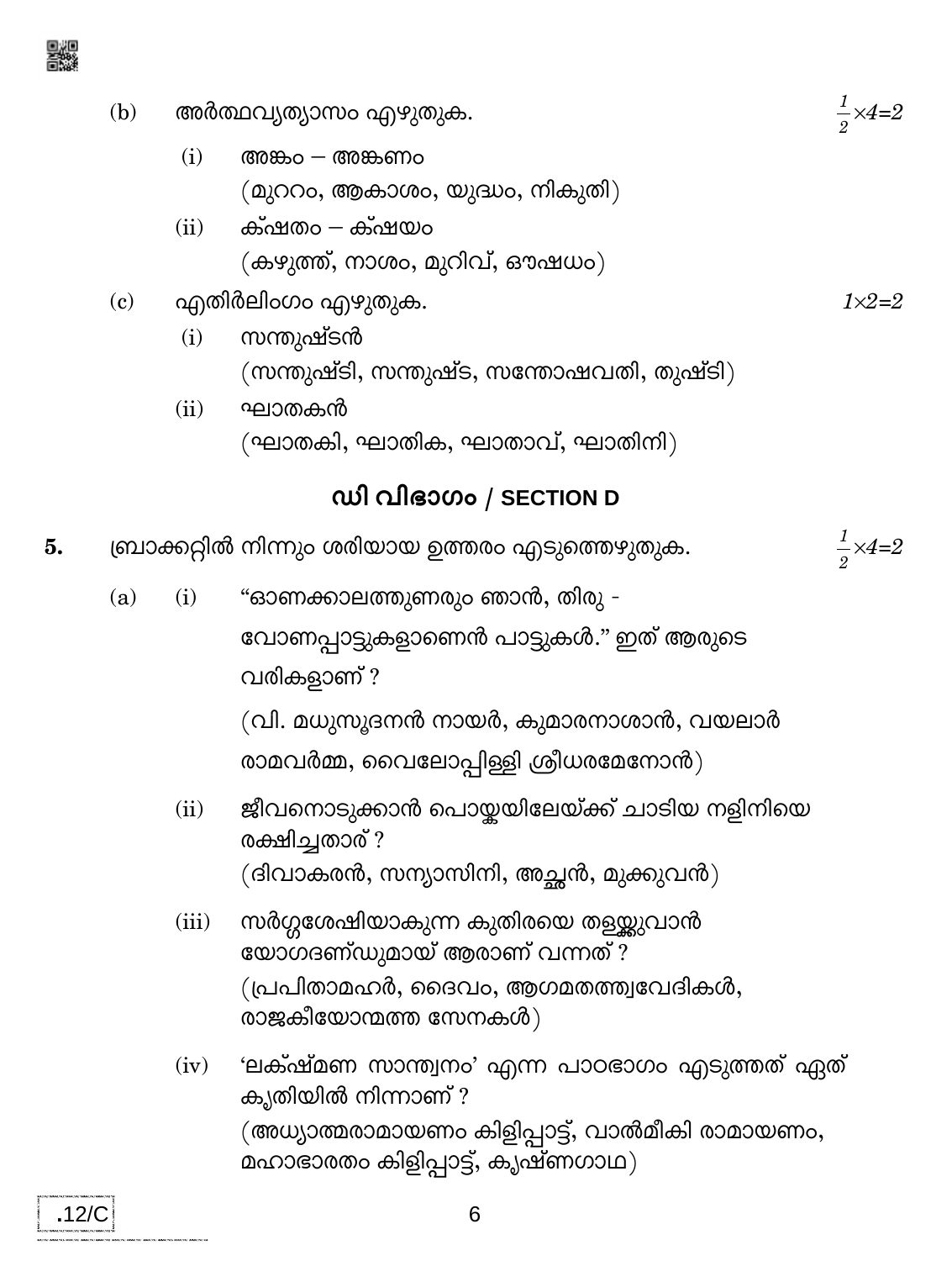(b) അർത്ഥവ്യത്യാസം എഴുതുക. $\frac{1}{2} \times 4 = 2$

(i) അങ്കം – അങ്കണം
(മുററം, ആകാശം, യുദ്ധം, നികുതി)

(ii) ക്ഷതം – ക്ഷയം
(കഴുത്ത്, നാശം, മുറിവ്, ഔഷധം)

(c) എതിർലിംഗം എഴുതുക. $1 \times 2 = 2$

(i) സന്തുഷ്ടൻ
(സന്തുഷ്ടി, സന്തുഷ്ട, സന്തോഷവതി, തുഷ്ടി)

(ii) ഘാതകൻ
(ഘാതകി, ഘാതിക, ഘാതാവ്, ഘാതിനി)

## ഡി വിഭാഗം / SECTION D

**5.** ബ്രാക്കറ്റിൽ നിന്നും ശരിയായ ഉത്തരം എടുത്തെഴുതുക. $\frac{1}{2} \times 4 = 2$

(a) (i) “ഓണക്കാലത്തുണരും ഞാൻ, തിരു -
വോണപ്പാട്ടുകളാണെൻ പാട്ടുകൾ.” ഇത് ആരുടെ വരികളാണ് ?
(വി. മധുസൂദനൻ നായർ, കുമാരനാശാൻ, വയലാർ രാമവർമ്മ, വൈലോപ്പിള്ളി ശ്രീധരമേനോൻ)

(ii) ജീവനൊടുക്കാൻ പൊയ്കയിലേയ്ക്ക് ചാടിയ നളിനിയെ രക്ഷിച്ചതാര് ?
(ദിവാകരൻ, സന്യാസിനി, അച്ഛൻ, മുക്കുവൻ)

(iii) സർഗ്ഗശേഷിയാകുന്ന കുതിരയെ തളയ്ക്കുവാൻ യോഗദണ്ഡുമായ് ആരാണ് വന്നത് ?
(പ്രപിതാമഹർ, ദൈവം, ആഗമതത്ത്വവേദികൾ, രാജകീയോന്മത്ത സേനകൾ)

(iv) ‘ലക്ഷ്മണ സാന്ത്വനം’ എന്ന പാഠഭാഗം എടുത്തത് ഏത് കൃതിയിൽ നിന്നാണ് ?
(അധ്യാത്മരാമായണം കിളിപ്പാട്ട്, വാൽമീകി രാമായണം, മഹാഭാരതം കിളിപ്പാട്ട്, കൃഷ്ണഗാഥ)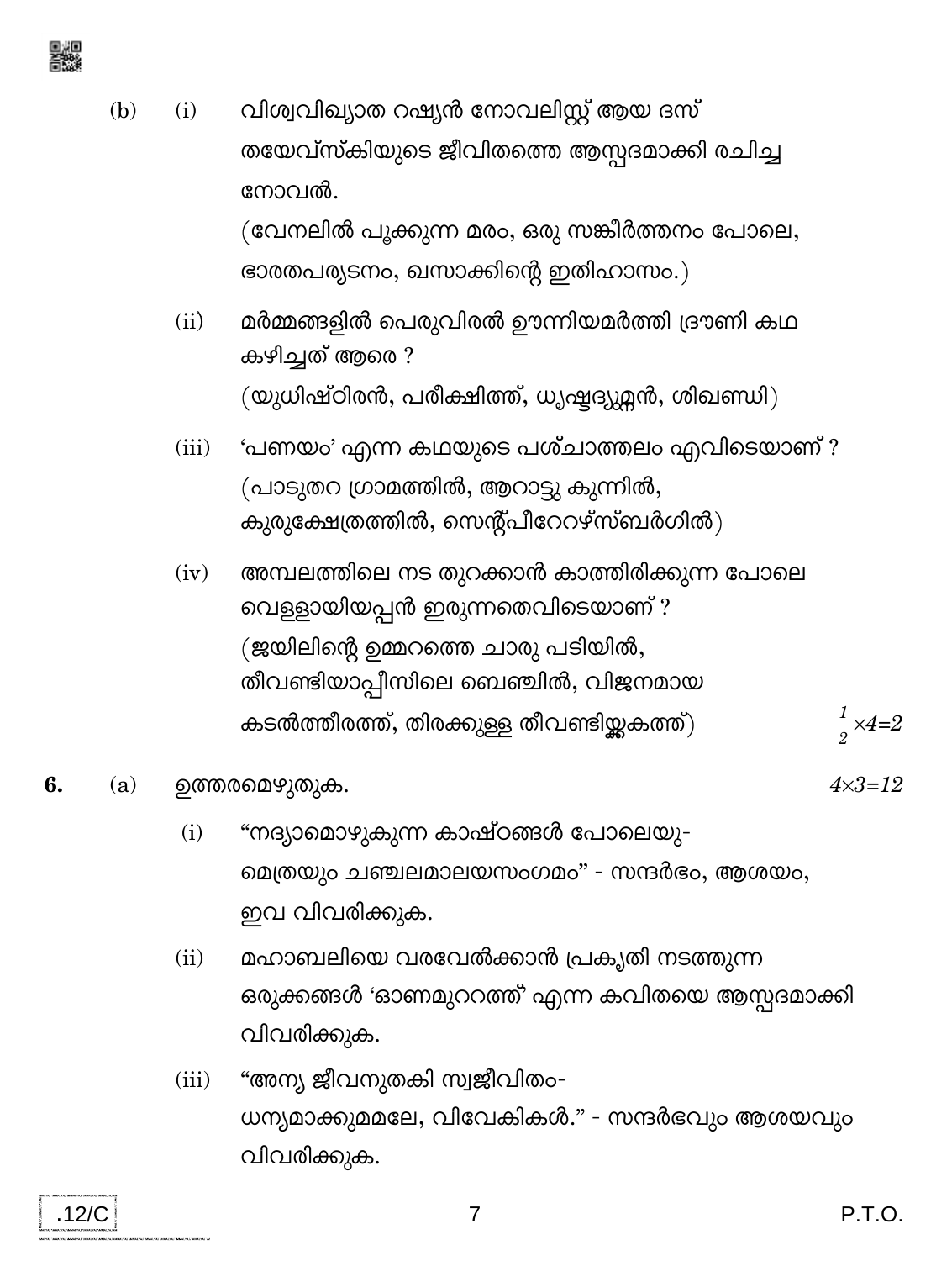(b) (i) വിശ്വവിഖ്യാത റഷ്യൻ നോവലിസ്റ്റ് ആയ ദസ്തയേവ്സ്കിയുടെ ജീവിതത്തെ ആസ്പദമാക്കി രചിച്ച നോവൽ.
(വേനലിൽ പൂക്കുന്ന മരം, ഒരു സങ്കീർത്തനം പോലെ, ഭാരതപര്യടനം, ഖസാക്കിന്റെ ഇതിഹാസം.)

(ii) മർമ്മങ്ങളിൽ പെരുവിരൽ ഊന്നിയമർത്തി ദ്രൗണി കഥ കഴിച്ചത് ആരെ ?
(യുധിഷ്ഠിരൻ, പരീക്ഷിത്ത്, ധൃഷ്ടദ്യുമ്നൻ, ശിഖണ്ഡി)

(iii) 'പണയം' എന്ന കഥയുടെ പശ്ചാത്തലം എവിടെയാണ് ?
(പാടുതറ ഗ്രാമത്തിൽ, ആറാട്ടു കുന്നിൽ, കുരുക്ഷേത്രത്തിൽ, സെന്റ്പീറേറഴ്സ്ബർഗിൽ)

(iv) അമ്പലത്തിലെ നട തുറക്കാൻ കാത്തിരിക്കുന്ന പോലെ വെള്ളായിയപ്പൻ ഇരുന്നതെവിടെയാണ് ?
(ജയിലിന്റെ ഉമ്മറത്തെ ചാരു പടിയിൽ, തീവണ്ടിയാപ്പീസിലെ ബെഞ്ചിൽ, വിജനമായ കടൽത്തീരത്ത്, തിരക്കുള്ള തീവണ്ടിയ്ക്കകത്ത്) $\frac{1}{2} \times 4 = 2$

**6.** (a) ഉത്തരമെഴുതുക. $4 \times 3 = 12$

(i) "നദ്യാമൊഴുകുന്ന കാഷ്ഠങ്ങൾ പോലെയു-
മെത്രയും ചഞ്ചലമാലയസംഗമം" - സന്ദർഭം, ആശയം, ഇവ വിവരിക്കുക.

(ii) മഹാബലിയെ വരവേൽക്കാൻ പ്രകൃതി നടത്തുന്ന ഒരുക്കങ്ങൾ 'ഓണമുററത്ത്' എന്ന കവിതയെ ആസ്പദമാക്കി വിവരിക്കുക.

(iii) "അന്യ ജീവനുതകി സ്വജീവിതം-
ധന്യമാക്കുമമലേ, വിവേകികൾ." - സന്ദർഭവും ആശയവും വിവരിക്കുക.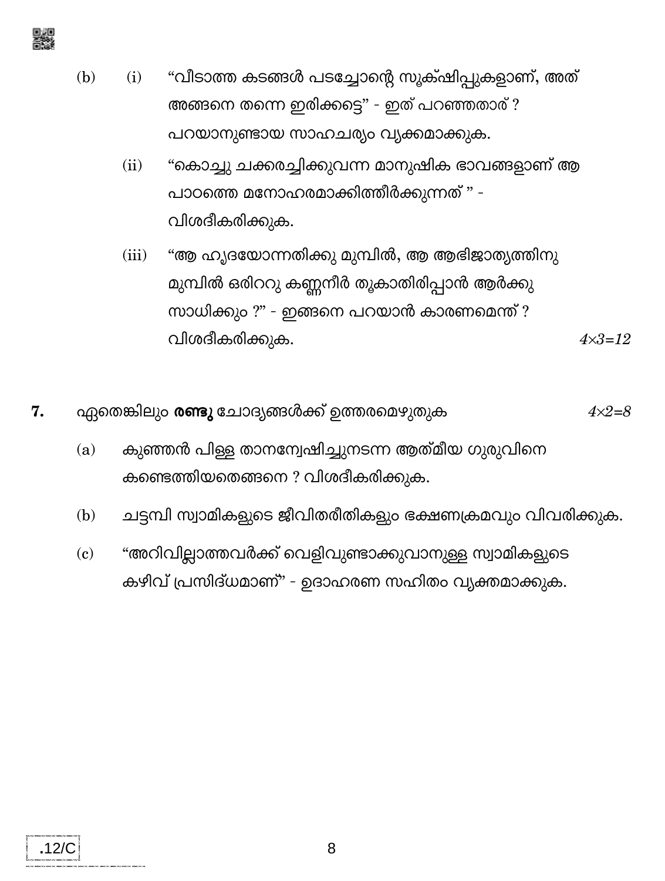(b) (i) "വീടാത്ത കടങ്ങൾ പടച്ചോന്റെ സൂക്ഷിപ്പുകളാണ്, അത് അങ്ങനെ തന്നെ ഇരിക്കട്ടെ" - ഇത് പറഞ്ഞതാര് ? പറയാനുണ്ടായ സാഹചര്യം വ്യക്തമാക്കുക.

(ii) "കൊച്ചു ചക്കരച്ചിക്കുവന്ന മാനുഷിക ഭാവങ്ങളാണ് ആ പാഠത്തെ മനോഹരമാക്കിത്തീർക്കുന്നത് " - വിശദീകരിക്കുക.

(iii) "ആ ഹൃദയോന്നതിക്കു മുമ്പിൽ, ആ ആഭിജാത്യത്തിനു മുമ്പിൽ ഒരിററു കണ്ണനീർ തൂകാതിരിപ്പാൻ ആർക്കു സാധിക്കും ?" - ഇങ്ങനെ പറയാൻ കാരണമെന്ത് ? വിശദീകരിക്കുക. *4×3=12*

**7.** ഏതെങ്കിലും **രണ്ടു** ചോദ്യങ്ങൾക്ക് ഉത്തരമെഴുതുക *4×2=8*

(a) കുഞ്ഞൻ പിള്ള താനന്വേഷിച്ചുനടന്ന ആത്മീയ ഗുരുവിനെ കണ്ടെത്തിയതെങ്ങനെ ? വിശദീകരിക്കുക.

(b) ചട്ടമ്പി സ്വാമികളുടെ ജീവിതരീതികളും ഭക്ഷണക്രമവും വിവരിക്കുക.

(c) "അറിവില്ലാത്തവർക്ക് വെളിവുണ്ടാക്കുവാനുള്ള സ്വാമികളുടെ കഴിവ് പ്രസിദ്ധമാണ്" - ഉദാഹരണ സഹിതം വ്യക്തമാക്കുക.